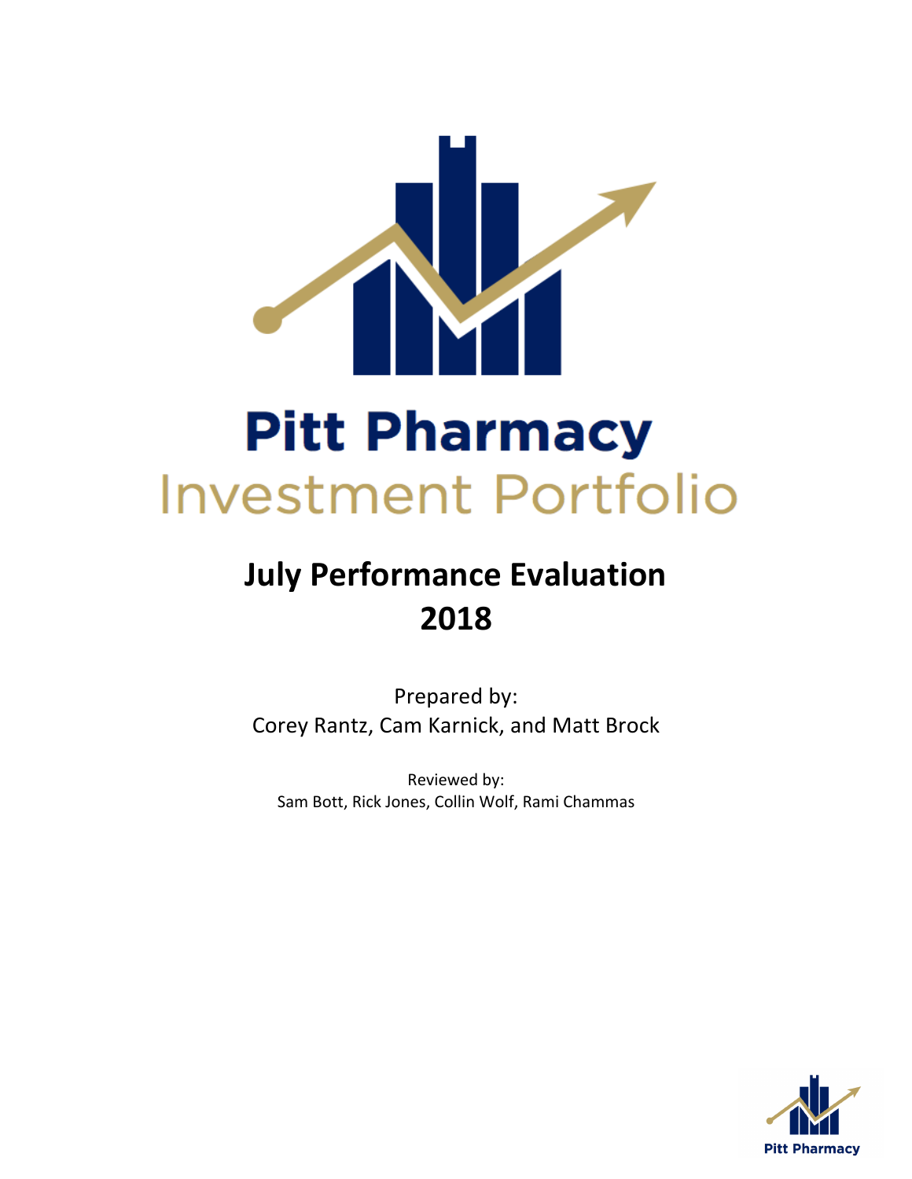# Pitt Pharmacy
## Investment Portfolio

# July Performance Evaluation 2018

Prepared by:
Corey Rantz, Cam Karnick, and Matt Brock

Reviewed by:
Sam Bott, Rick Jones, Collin Wolf, Rami Chammas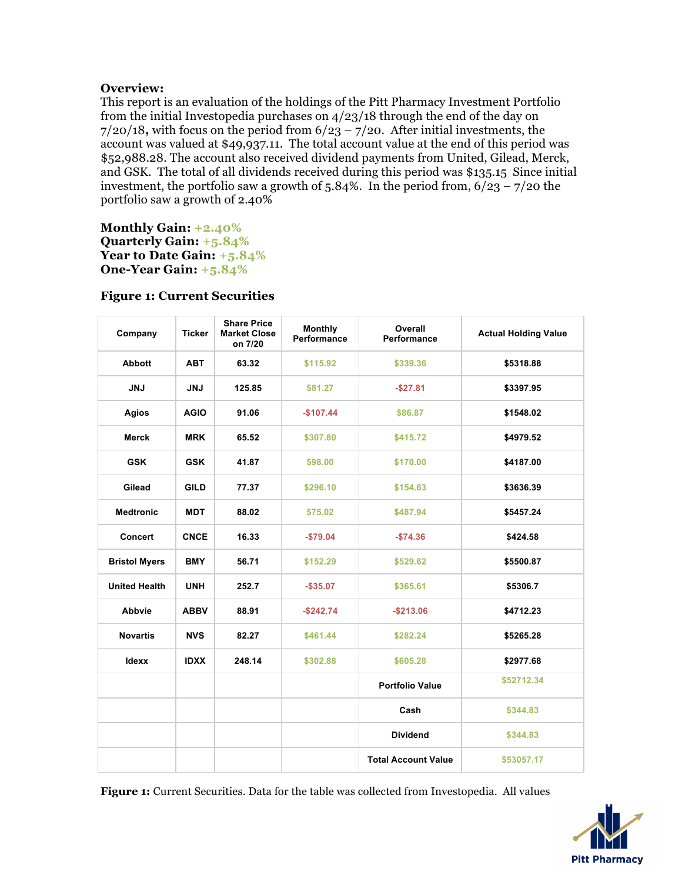**Overview:**
This report is an evaluation of the holdings of the Pitt Pharmacy Investment Portfolio from the initial Investopedia purchases on 4/23/18 through the end of the day on 7/20/18**,** with focus on the period from 6/23 – 7/20. After initial investments, the account was valued at $49,937.11. The total account value at the end of this period was $52,988.28. The account also received dividend payments from United, Gilead, Merck, and GSK. The total of all dividends received during this period was $135.15 Since initial investment, the portfolio saw a growth of 5.84%. In the period from, 6/23 – 7/20 the portfolio saw a growth of 2.40%

**Monthly Gain:** +2.40%
**Quarterly Gain:** +5.84%
**Year to Date Gain:** +5.84%
**One-Year Gain:** +5.84%

**Figure 1: Current Securities**

| Company | Ticker | Share Price Market Close on 7/20 | Monthly Performance | Overall Performance | Actual Holding Value |
|---|---|---|---|---|---|
| Abbott | ABT | 63.32 | $115.92 | $339.36 | $5318.88 |
| JNJ | JNJ | 125.85 | $81.27 | -$27.81 | $3397.95 |
| Agios | AGIO | 91.06 | -$107.44 | $86.87 | $1548.02 |
| Merck | MRK | 65.52 | $307.80 | $415.72 | $4979.52 |
| GSK | GSK | 41.87 | $98.00 | $170.00 | $4187.00 |
| Gilead | GILD | 77.37 | $296.10 | $154.63 | $3636.39 |
| Medtronic | MDT | 88.02 | $75.02 | $487.94 | $5457.24 |
| Concert | CNCE | 16.33 | -$79.04 | -$74.36 | $424.58 |
| Bristol Myers | BMY | 56.71 | $152.29 | $529.62 | $5500.87 |
| United Health | UNH | 252.7 | -$35.07 | $365.61 | $5306.7 |
| Abbvie | ABBV | 88.91 | -$242.74 | -$213.06 | $4712.23 |
| Novartis | NVS | 82.27 | $461.44 | $282.24 | $5265.28 |
| Idexx | IDXX | 248.14 | $302.88 | $605.28 | $2977.68 |
| | | | | Portfolio Value | $52712.34 |
| | | | | Cash | $344.83 |
| | | | | Dividend | $344.83 |
| | | | | Total Account Value | $53057.17 |

**Figure 1:** Current Securities. Data for the table was collected from Investopedia. All values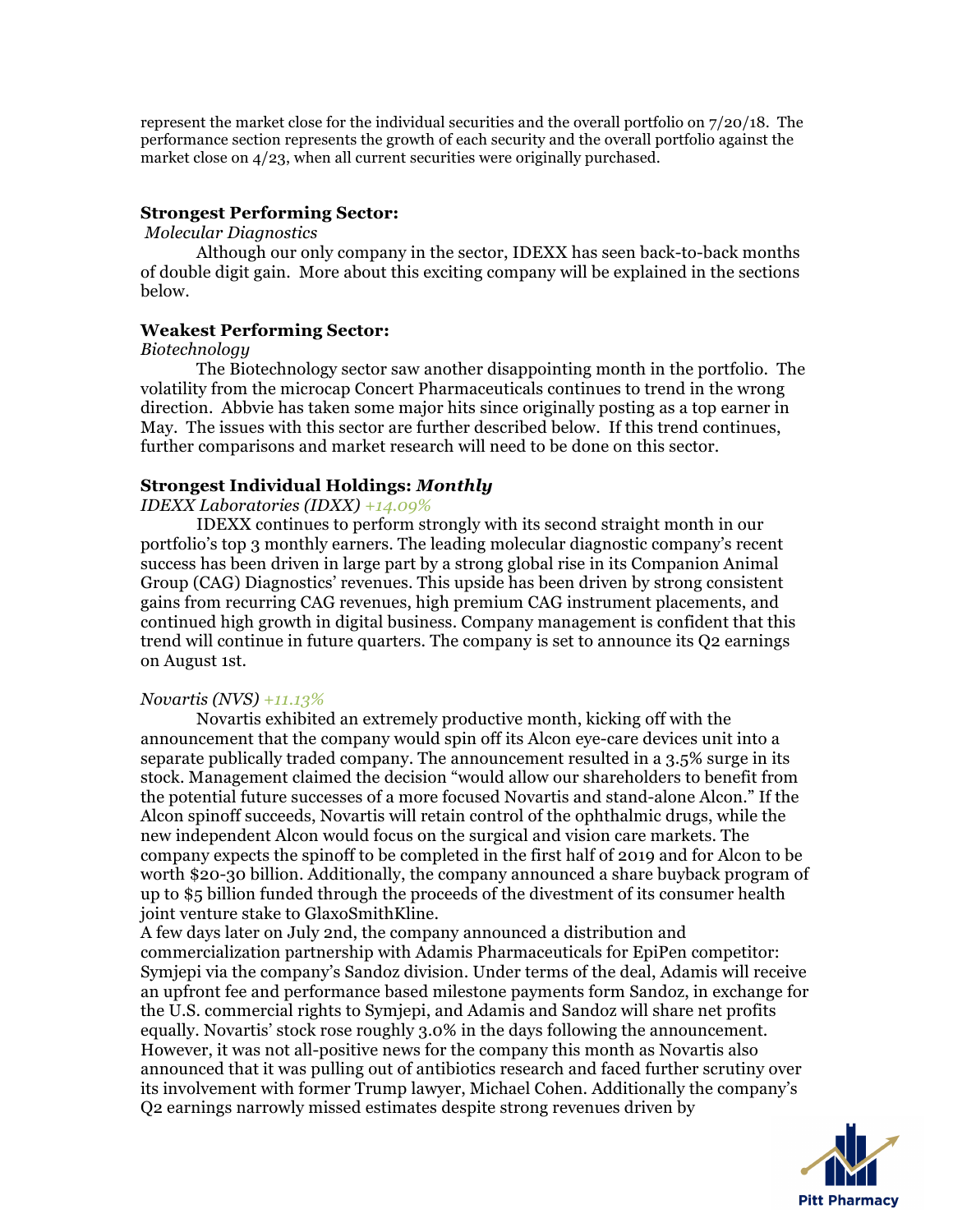represent the market close for the individual securities and the overall portfolio on 7/20/18. The performance section represents the growth of each security and the overall portfolio against the market close on 4/23, when all current securities were originally purchased.

### Strongest Performing Sector:

*Molecular Diagnostics*

Although our only company in the sector, IDEXX has seen back-to-back months of double digit gain. More about this exciting company will be explained in the sections below.

### Weakest Performing Sector:

*Biotechnology*

The Biotechnology sector saw another disappointing month in the portfolio. The volatility from the microcap Concert Pharmaceuticals continues to trend in the wrong direction. Abbvie has taken some major hits since originally posting as a top earner in May. The issues with this sector are further described below. If this trend continues, further comparisons and market research will need to be done on this sector.

### Strongest Individual Holdings: *Monthly*

*IDEXX Laboratories (IDXX) +14.09%*

IDEXX continues to perform strongly with its second straight month in our portfolio's top 3 monthly earners. The leading molecular diagnostic company's recent success has been driven in large part by a strong global rise in its Companion Animal Group (CAG) Diagnostics' revenues. This upside has been driven by strong consistent gains from recurring CAG revenues, high premium CAG instrument placements, and continued high growth in digital business. Company management is confident that this trend will continue in future quarters. The company is set to announce its Q2 earnings on August 1st.

*Novartis (NVS) +11.13%*

Novartis exhibited an extremely productive month, kicking off with the announcement that the company would spin off its Alcon eye-care devices unit into a separate publically traded company. The announcement resulted in a 3.5% surge in its stock. Management claimed the decision "would allow our shareholders to benefit from the potential future successes of a more focused Novartis and stand-alone Alcon." If the Alcon spinoff succeeds, Novartis will retain control of the ophthalmic drugs, while the new independent Alcon would focus on the surgical and vision care markets. The company expects the spinoff to be completed in the first half of 2019 and for Alcon to be worth $20-30 billion. Additionally, the company announced a share buyback program of up to $5 billion funded through the proceeds of the divestment of its consumer health joint venture stake to GlaxoSmithKline.

A few days later on July 2nd, the company announced a distribution and commercialization partnership with Adamis Pharmaceuticals for EpiPen competitor: Symjepi via the company's Sandoz division. Under terms of the deal, Adamis will receive an upfront fee and performance based milestone payments form Sandoz, in exchange for the U.S. commercial rights to Symjepi, and Adamis and Sandoz will share net profits equally. Novartis' stock rose roughly 3.0% in the days following the announcement. However, it was not all-positive news for the company this month as Novartis also announced that it was pulling out of antibiotics research and faced further scrutiny over its involvement with former Trump lawyer, Michael Cohen. Additionally the company's Q2 earnings narrowly missed estimates despite strong revenues driven by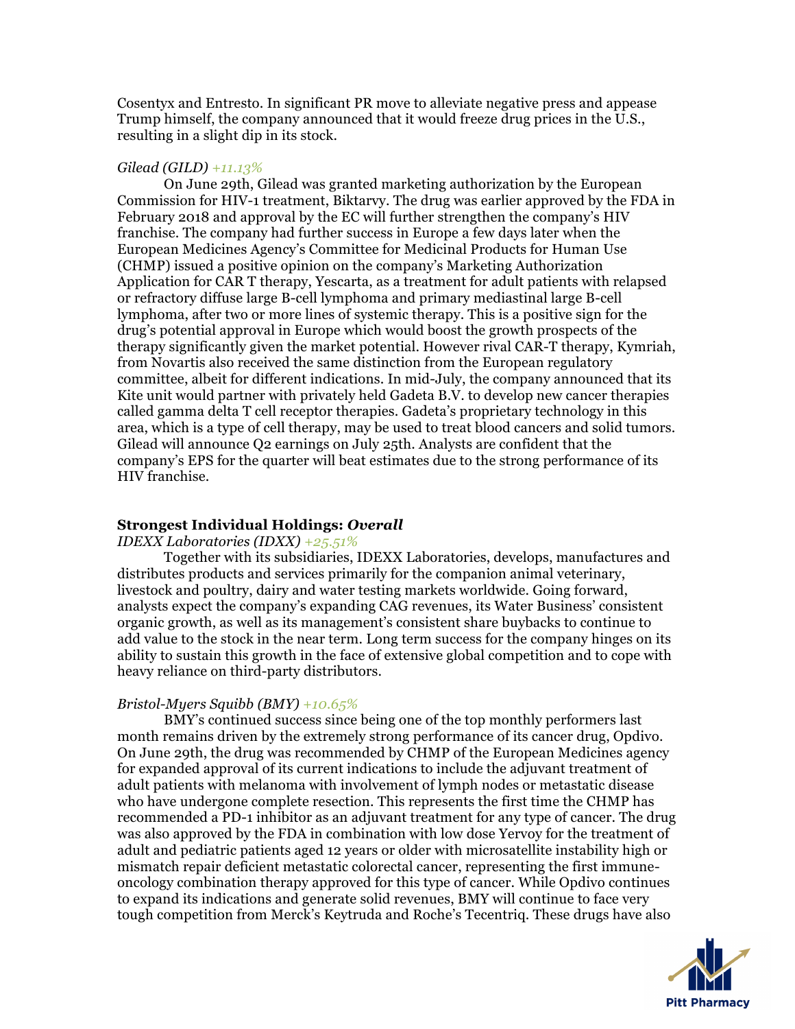Cosentyx and Entresto. In significant PR move to alleviate negative press and appease Trump himself, the company announced that it would freeze drug prices in the U.S., resulting in a slight dip in its stock.

*Gilead (GILD) +11.13%*

On June 29th, Gilead was granted marketing authorization by the European Commission for HIV-1 treatment, Biktarvy. The drug was earlier approved by the FDA in February 2018 and approval by the EC will further strengthen the company's HIV franchise. The company had further success in Europe a few days later when the European Medicines Agency's Committee for Medicinal Products for Human Use (CHMP) issued a positive opinion on the company's Marketing Authorization Application for CAR T therapy, Yescarta, as a treatment for adult patients with relapsed or refractory diffuse large B-cell lymphoma and primary mediastinal large B-cell lymphoma, after two or more lines of systemic therapy. This is a positive sign for the drug's potential approval in Europe which would boost the growth prospects of the therapy significantly given the market potential. However rival CAR-T therapy, Kymriah, from Novartis also received the same distinction from the European regulatory committee, albeit for different indications. In mid-July, the company announced that its Kite unit would partner with privately held Gadeta B.V. to develop new cancer therapies called gamma delta T cell receptor therapies. Gadeta's proprietary technology in this area, which is a type of cell therapy, may be used to treat blood cancers and solid tumors. Gilead will announce Q2 earnings on July 25th. Analysts are confident that the company's EPS for the quarter will beat estimates due to the strong performance of its HIV franchise.

### Strongest Individual Holdings: *Overall*

*IDEXX Laboratories (IDXX) +25.51%*

Together with its subsidiaries, IDEXX Laboratories, develops, manufactures and distributes products and services primarily for the companion animal veterinary, livestock and poultry, dairy and water testing markets worldwide. Going forward, analysts expect the company's expanding CAG revenues, its Water Business' consistent organic growth, as well as its management's consistent share buybacks to continue to add value to the stock in the near term. Long term success for the company hinges on its ability to sustain this growth in the face of extensive global competition and to cope with heavy reliance on third-party distributors.

*Bristol-Myers Squibb (BMY) +10.65%*

BMY's continued success since being one of the top monthly performers last month remains driven by the extremely strong performance of its cancer drug, Opdivo. On June 29th, the drug was recommended by CHMP of the European Medicines agency for expanded approval of its current indications to include the adjuvant treatment of adult patients with melanoma with involvement of lymph nodes or metastatic disease who have undergone complete resection. This represents the first time the CHMP has recommended a PD-1 inhibitor as an adjuvant treatment for any type of cancer. The drug was also approved by the FDA in combination with low dose Yervoy for the treatment of adult and pediatric patients aged 12 years or older with microsatellite instability high or mismatch repair deficient metastatic colorectal cancer, representing the first immune-oncology combination therapy approved for this type of cancer. While Opdivo continues to expand its indications and generate solid revenues, BMY will continue to face very tough competition from Merck's Keytruda and Roche's Tecentriq. These drugs have also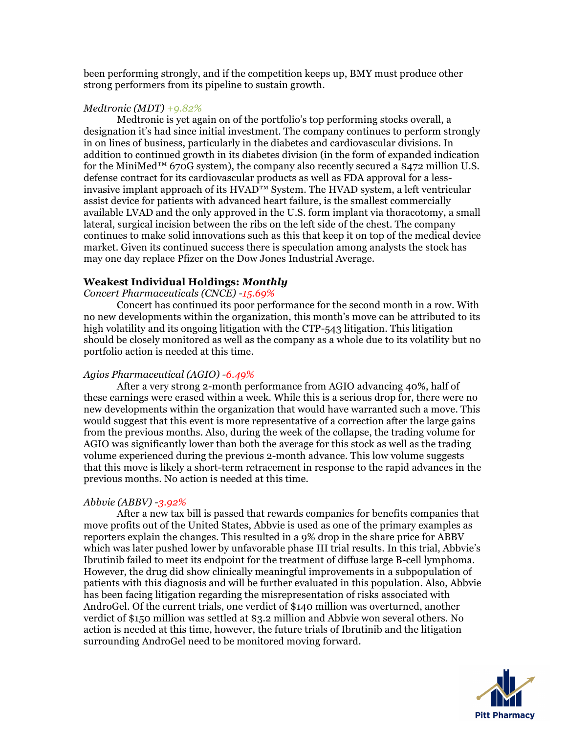been performing strongly, and if the competition keeps up, BMY must produce other strong performers from its pipeline to sustain growth.

*Medtronic (MDT) +9.82%*

Medtronic is yet again on of the portfolio's top performing stocks overall, a designation it's had since initial investment. The company continues to perform strongly in on lines of business, particularly in the diabetes and cardiovascular divisions. In addition to continued growth in its diabetes division (in the form of expanded indication for the MiniMed™ 670G system), the company also recently secured a $472 million U.S. defense contract for its cardiovascular products as well as FDA approval for a less-invasive implant approach of its HVAD™ System. The HVAD system, a left ventricular assist device for patients with advanced heart failure, is the smallest commercially available LVAD and the only approved in the U.S. form implant via thoracotomy, a small lateral, surgical incision between the ribs on the left side of the chest. The company continues to make solid innovations such as this that keep it on top of the medical device market. Given its continued success there is speculation among analysts the stock has may one day replace Pfizer on the Dow Jones Industrial Average.

**Weakest Individual Holdings: *Monthly***

*Concert Pharmaceuticals (CNCE) -15.69%*

Concert has continued its poor performance for the second month in a row. With no new developments within the organization, this month's move can be attributed to its high volatility and its ongoing litigation with the CTP-543 litigation. This litigation should be closely monitored as well as the company as a whole due to its volatility but no portfolio action is needed at this time.

*Agios Pharmaceutical (AGIO) -6.49%*

After a very strong 2-month performance from AGIO advancing 40%, half of these earnings were erased within a week. While this is a serious drop for, there were no new developments within the organization that would have warranted such a move. This would suggest that this event is more representative of a correction after the large gains from the previous months. Also, during the week of the collapse, the trading volume for AGIO was significantly lower than both the average for this stock as well as the trading volume experienced during the previous 2-month advance. This low volume suggests that this move is likely a short-term retracement in response to the rapid advances in the previous months. No action is needed at this time.

*Abbvie (ABBV) -3.92%*

After a new tax bill is passed that rewards companies for benefits companies that move profits out of the United States, Abbvie is used as one of the primary examples as reporters explain the changes. This resulted in a 9% drop in the share price for ABBV which was later pushed lower by unfavorable phase III trial results. In this trial, Abbvie's Ibrutinib failed to meet its endpoint for the treatment of diffuse large B-cell lymphoma. However, the drug did show clinically meaningful improvements in a subpopulation of patients with this diagnosis and will be further evaluated in this population. Also, Abbvie has been facing litigation regarding the misrepresentation of risks associated with AndroGel. Of the current trials, one verdict of $140 million was overturned, another verdict of $150 million was settled at $3.2 million and Abbvie won several others. No action is needed at this time, however, the future trials of Ibrutinib and the litigation surrounding AndroGel need to be monitored moving forward.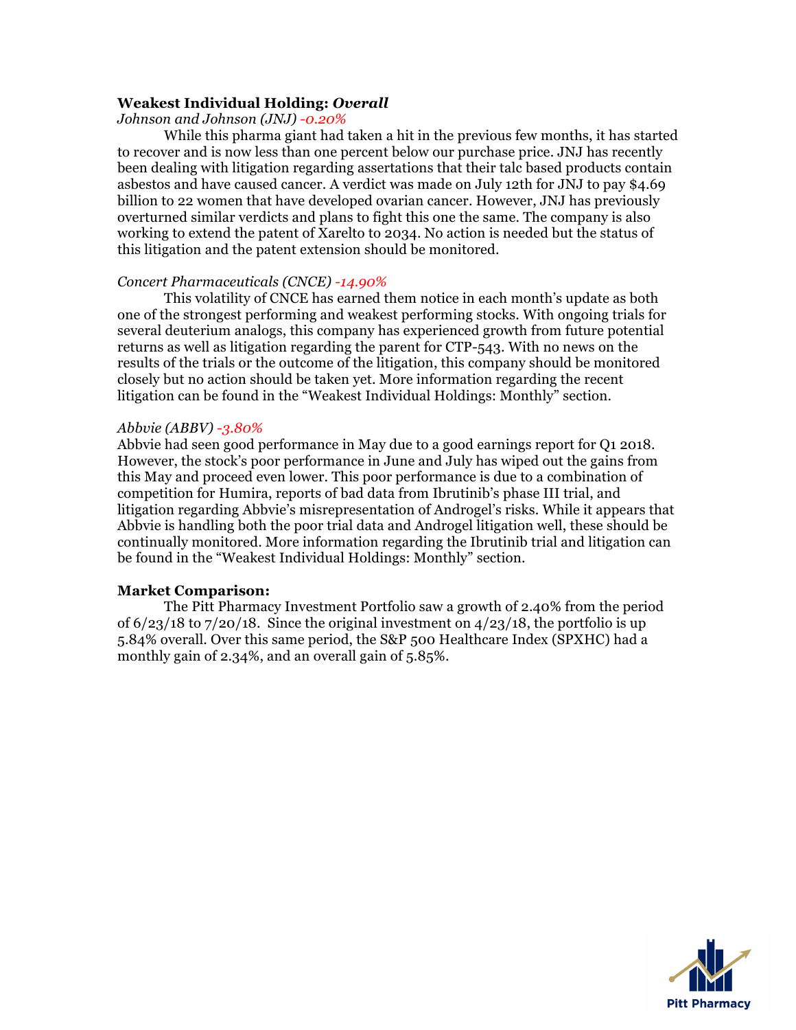**Weakest Individual Holding: *Overall***

*Johnson and Johnson (JNJ) -0.20%*

While this pharma giant had taken a hit in the previous few months, it has started to recover and is now less than one percent below our purchase price. JNJ has recently been dealing with litigation regarding assertions that their talc based products contain asbestos and have caused cancer. A verdict was made on July 12th for JNJ to pay $4.69 billion to 22 women that have developed ovarian cancer. However, JNJ has previously overturned similar verdicts and plans to fight this one the same. The company is also working to extend the patent of Xarelto to 2034. No action is needed but the status of this litigation and the patent extension should be monitored.

*Concert Pharmaceuticals (CNCE) -14.90%*

This volatility of CNCE has earned them notice in each month's update as both one of the strongest performing and weakest performing stocks. With ongoing trials for several deuterium analogs, this company has experienced growth from future potential returns as well as litigation regarding the parent for CTP-543. With no news on the results of the trials or the outcome of the litigation, this company should be monitored closely but no action should be taken yet. More information regarding the recent litigation can be found in the "Weakest Individual Holdings: Monthly" section.

*Abbvie (ABBV) -3.80%*

Abbvie had seen good performance in May due to a good earnings report for Q1 2018. However, the stock's poor performance in June and July has wiped out the gains from this May and proceed even lower. This poor performance is due to a combination of competition for Humira, reports of bad data from Ibrutinib's phase III trial, and litigation regarding Abbvie's misrepresentation of Androgel's risks. While it appears that Abbvie is handling both the poor trial data and Androgel litigation well, these should be continually monitored. More information regarding the Ibrutinib trial and litigation can be found in the "Weakest Individual Holdings: Monthly" section.

**Market Comparison:**

The Pitt Pharmacy Investment Portfolio saw a growth of 2.40% from the period of 6/23/18 to 7/20/18. Since the original investment on 4/23/18, the portfolio is up 5.84% overall. Over this same period, the S&P 500 Healthcare Index (SPXHC) had a monthly gain of 2.34%, and an overall gain of 5.85%.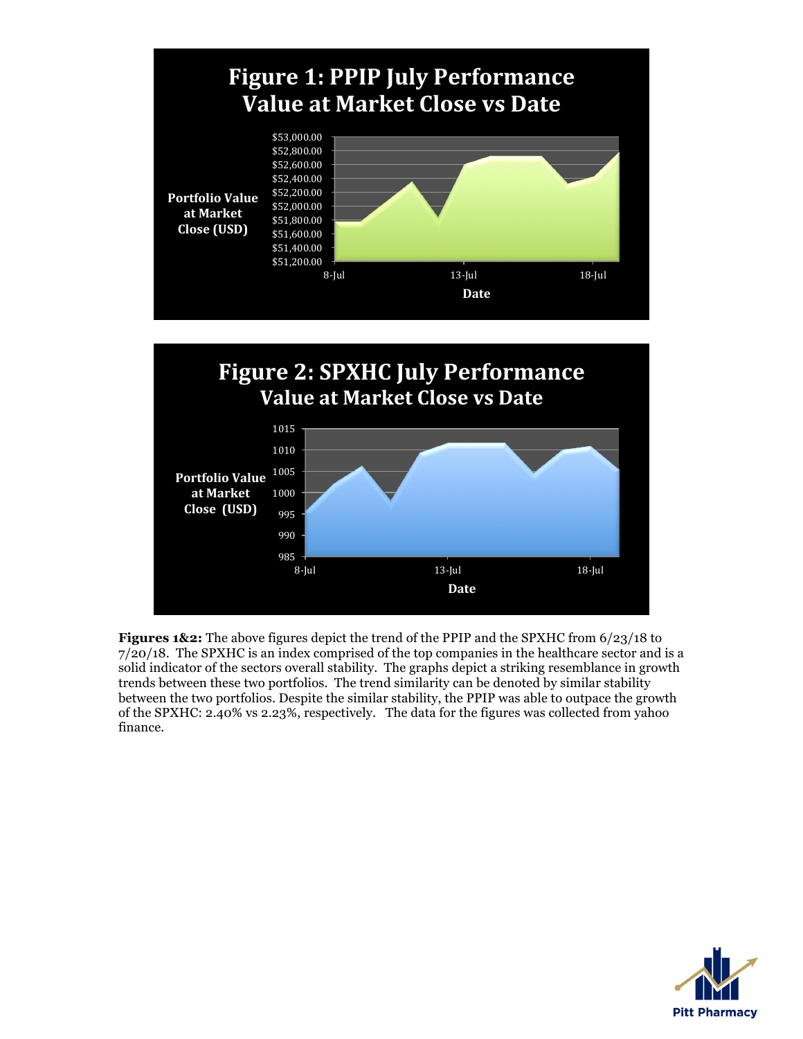# Figure 1: PPIP July Performance
## Value at Market Close vs Date

Portfolio Value at Market Close (USD)

$53,000.00
$52,800.00
$52,600.00
$52,400.00
$52,200.00
$52,000.00
$51,800.00
$51,600.00
$51,400.00
$51,200.00

8-Jul 13-Jul 18-Jul

Date

# Figure 2: SPXHC July Performance
## Value at Market Close vs Date

Portfolio Value at Market Close (USD)

1015
1010
1005
1000
995
990
985

8-Jul 13-Jul 18-Jul

Date

**Figures 1&2:** The above figures depict the trend of the PPIP and the SPXHC from 6/23/18 to 7/20/18. The SPXHC is an index comprised of the top companies in the healthcare sector and is a solid indicator of the sectors overall stability. The graphs depict a striking resemblance in growth trends between these two portfolios. The trend similarity can be denoted by similar stability between the two portfolios. Despite the similar stability, the PPIP was able to outpace the growth of the SPXHC: 2.40% vs 2.23%, respectively. The data for the figures was collected from yahoo finance.

Pitt Pharmacy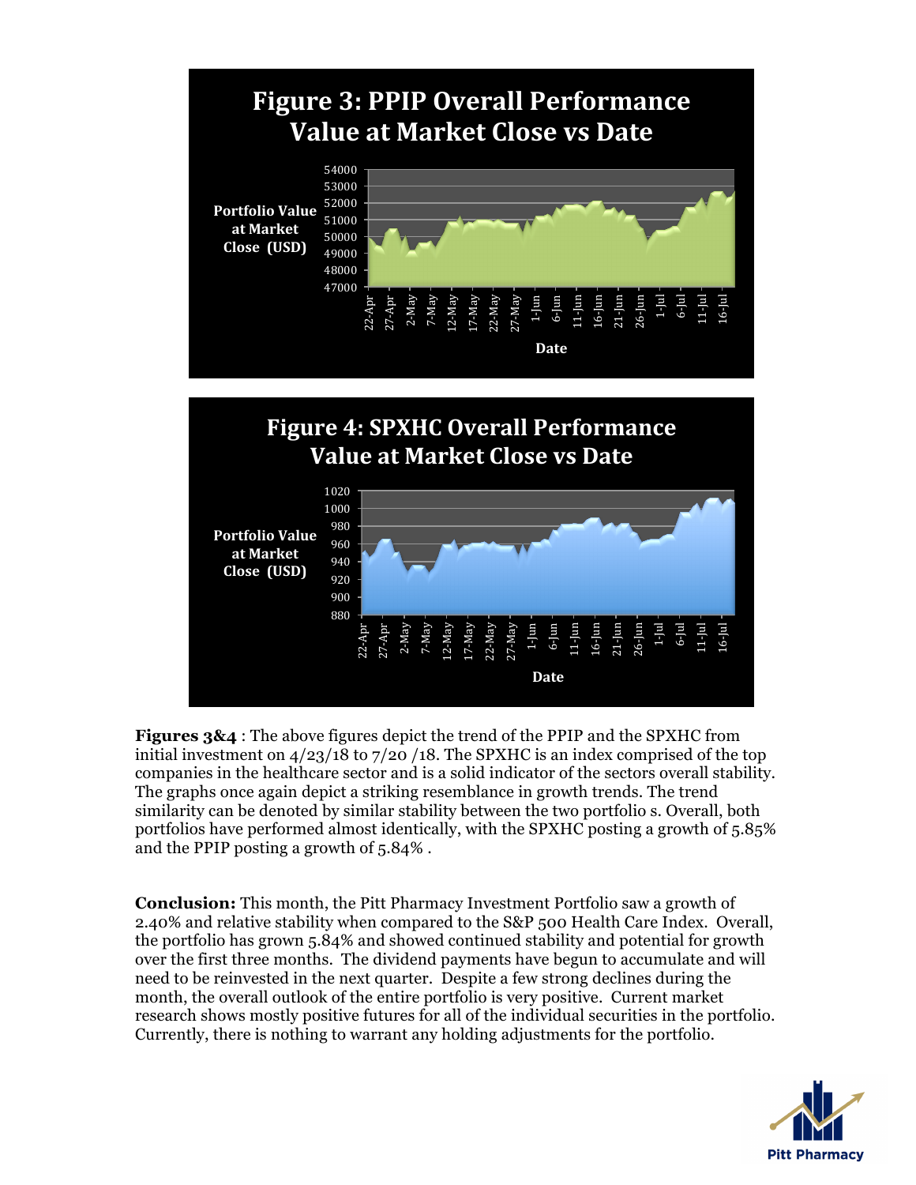**Figure 3: PPIP Overall Performance Value at Market Close vs Date**

Portfolio Value at Market Close (USD)

54000
53000
52000
51000
50000
49000
48000
47000

22-Apr
27-Apr
2-May
7-May
12-May
17-May
22-May
27-May
1-Jun
6-Jun
11-Jun
16-Jun
21-Jun
26-Jun
1-Jul
6-Jul
11-Jul
16-Jul

Date

**Figure 4: SPXHC Overall Performance Value at Market Close vs Date**

Portfolio Value at Market Close (USD)

1020
1000
980
960
940
920
900
880

22-Apr
27-Apr
2-May
7-May
12-May
17-May
22-May
27-May
1-Jun
6-Jun
11-Jun
16-Jun
21-Jun
26-Jun
1-Jul
6-Jul
11-Jul
16-Jul

Date

**Figures 3&4** : The above figures depict the trend of the PPIP and the SPXHC from initial investment on 4/23/18 to 7/20 /18. The SPXHC is an index comprised of the top companies in the healthcare sector and is a solid indicator of the sectors overall stability. The graphs once again depict a striking resemblance in growth trends. The trend similarity can be denoted by similar stability between the two portfolio s. Overall, both portfolios have performed almost identically, with the SPXHC posting a growth of 5.85% and the PPIP posting a growth of 5.84% .

**Conclusion:** This month, the Pitt Pharmacy Investment Portfolio saw a growth of 2.40% and relative stability when compared to the S&P 500 Health Care Index. Overall, the portfolio has grown 5.84% and showed continued stability and potential for growth over the first three months. The dividend payments have begun to accumulate and will need to be reinvested in the next quarter. Despite a few strong declines during the month, the overall outlook of the entire portfolio is very positive. Current market research shows mostly positive futures for all of the individual securities in the portfolio. Currently, there is nothing to warrant any holding adjustments for the portfolio.